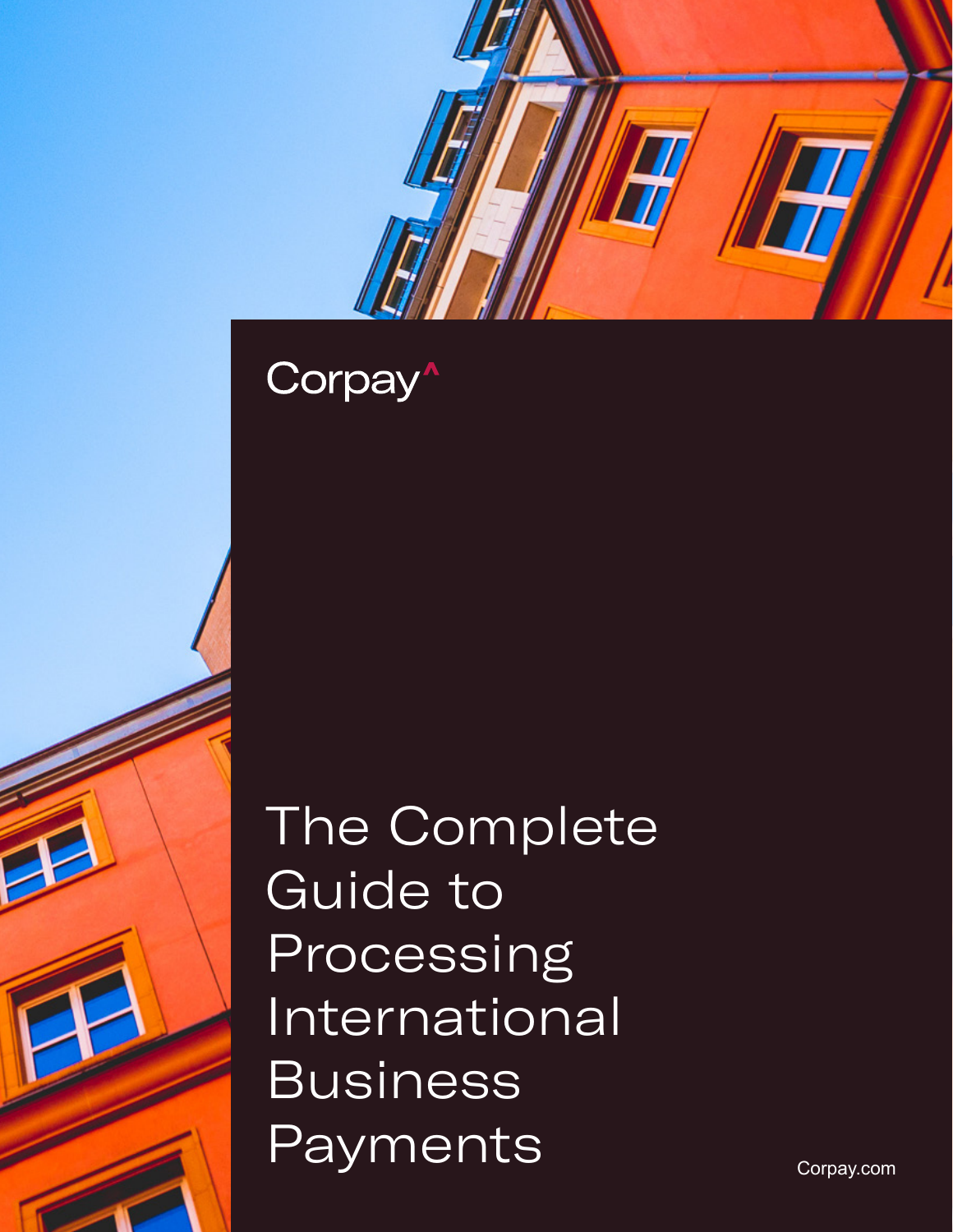Corpay

# The Complete Guide to Processing International Business Payments

Corpay.com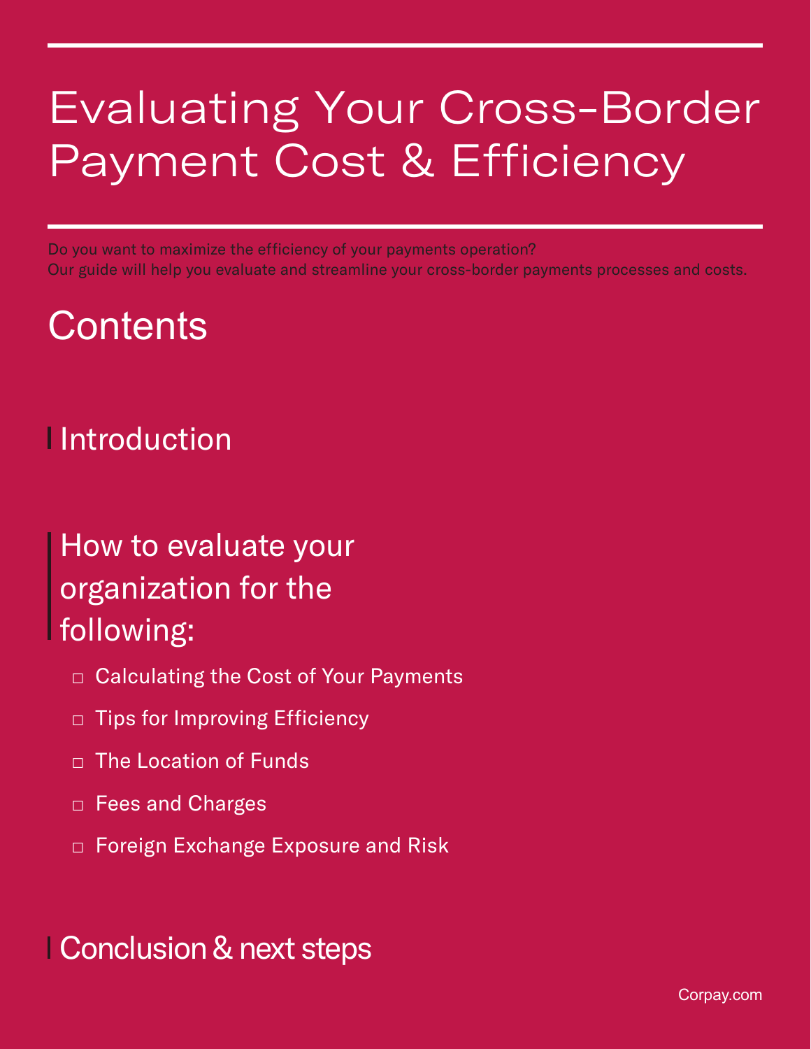# Evaluating Your Cross-Border Payment Cost & Efficiency

Do you want to maximize the efficiency of your payments operation?
Our guide will help you evaluate and streamline your cross-border payments processes and costs.

## Contents

### Introduction

### How to evaluate your organization for the following:

- Calculating the Cost of Your Payments
- Tips for Improving Efficiency
- The Location of Funds
- Fees and Charges
- Foreign Exchange Exposure and Risk

### Conclusion & next steps

Corpay.com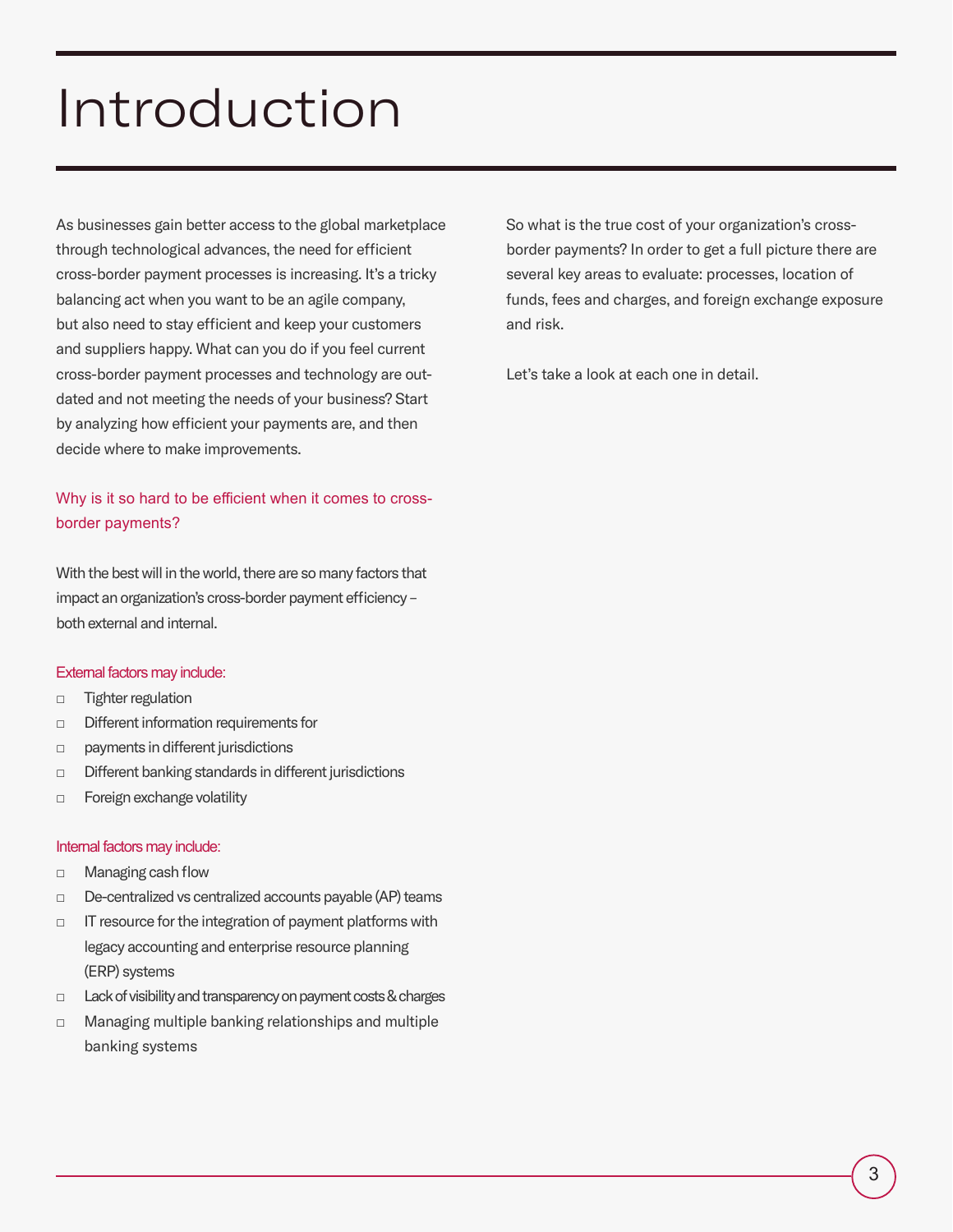# Introduction

As businesses gain better access to the global marketplace through technological advances, the need for efficient cross-border payment processes is increasing. It's a tricky balancing act when you want to be an agile company, but also need to stay efficient and keep your customers and suppliers happy. What can you do if you feel current cross-border payment processes and technology are outdated and not meeting the needs of your business? Start by analyzing how efficient your payments are, and then decide where to make improvements.

### Why is it so hard to be efficient when it comes to cross-border payments?

With the best will in the world, there are so many factors that impact an organization's cross-border payment efficiency – both external and internal.

#### External factors may include:

- Tighter regulation
- Different information requirements for
- payments in different jurisdictions
- Different banking standards in different jurisdictions
- Foreign exchange volatility

#### Internal factors may include:

- Managing cash flow
- De-centralized vs centralized accounts payable (AP) teams
- IT resource for the integration of payment platforms with legacy accounting and enterprise resource planning (ERP) systems
- Lack of visibility and transparency on payment costs & charges
- Managing multiple banking relationships and multiple banking systems

So what is the true cost of your organization's cross-border payments? In order to get a full picture there are several key areas to evaluate: processes, location of funds, fees and charges, and foreign exchange exposure and risk.

Let's take a look at each one in detail.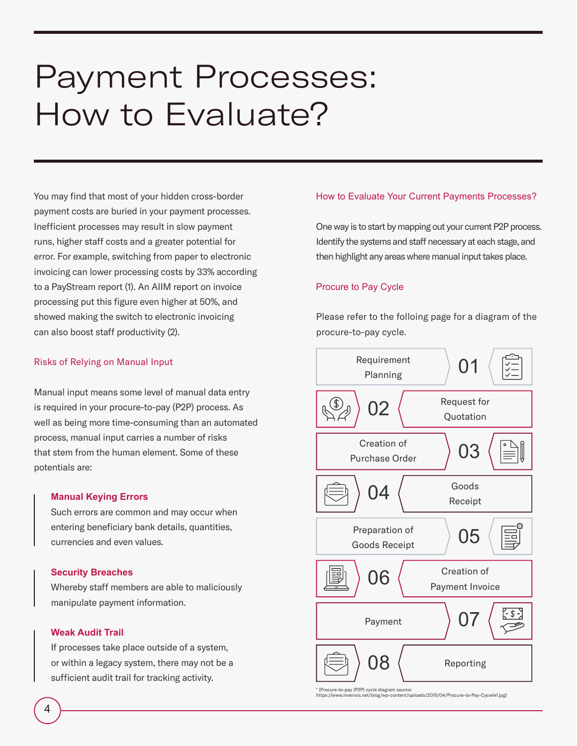# Payment Processes: How to Evaluate?

You may find that most of your hidden cross-border payment costs are buried in your payment processes. Inefficient processes may result in slow payment runs, higher staff costs and a greater potential for error. For example, switching from paper to electronic invoicing can lower processing costs by 33% according to a PayStream report (1). An AIIM report on invoice processing put this figure even higher at 50%, and showed making the switch to electronic invoicing can also boost staff productivity (2).

## Risks of Relying on Manual Input

Manual input means some level of manual data entry is required in your procure-to-pay (P2P) process. As well as being more time-consuming than an automated process, manual input carries a number of risks that stem from the human element. Some of these potentials are:

**Manual Keying Errors**
Such errors are common and may occur when entering beneficiary bank details, quantities, currencies and even values.

**Security Breaches**
Whereby staff members are able to maliciously manipulate payment information.

**Weak Audit Trail**
If processes take place outside of a system, or within a legacy system, there may not be a sufficient audit trail for tracking activity.

## How to Evaluate Your Current Payments Processes?

One way is to start by mapping out your current P2P process. Identify the systems and staff necessary at each stage, and then highlight any areas where manual input takes place.

## Procure to Pay Cycle

Please refer to the folloing page for a diagram of the procure-to-pay cycle.

01 Requirement Planning

02 Request for Quotation

03 Creation of Purchase Order

04 Goods Receipt

05 Preparation of Goods Receipt

06 Creation of Payment Invoice

07 Payment

08 Reporting

\* (Procure-to-pay (P2P) cycle diagram source: https://www.invensis.net/blog/wp-content/uploads/2015/04/Procure-to-Pay-Cycwle1.jpg)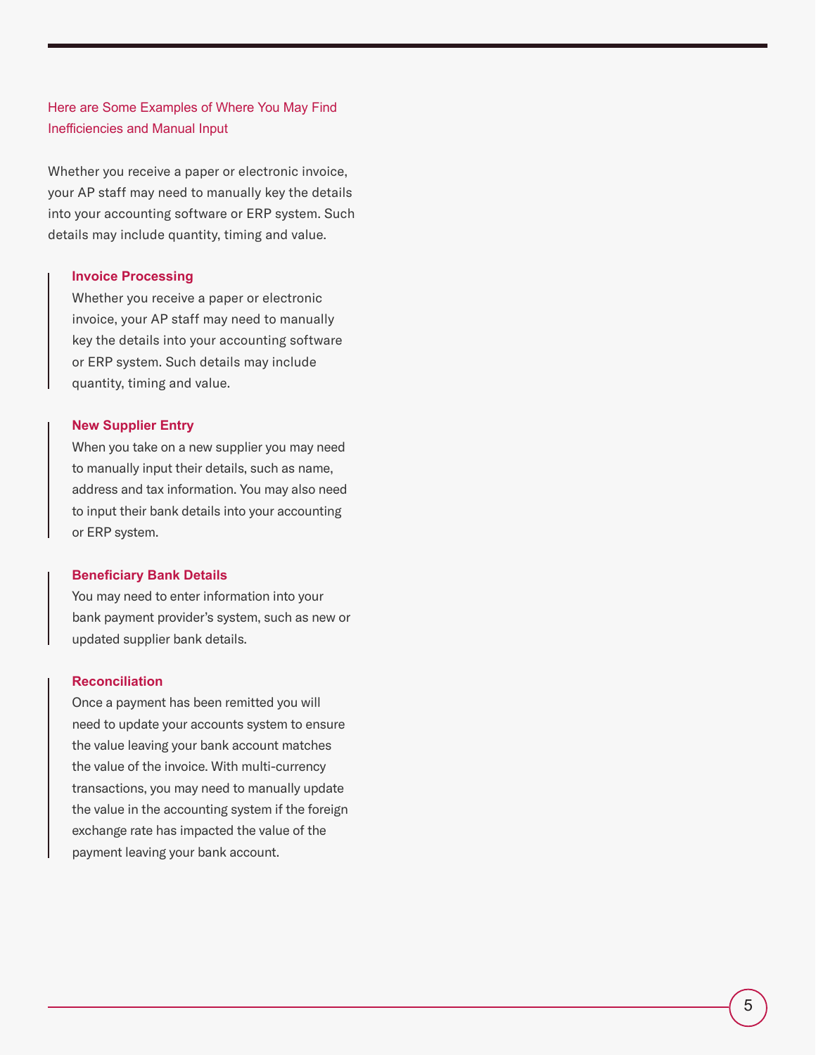## Here are Some Examples of Where You May Find Inefficiencies and Manual Input

Whether you receive a paper or electronic invoice, your AP staff may need to manually key the details into your accounting software or ERP system. Such details may include quantity, timing and value.

### Invoice Processing

Whether you receive a paper or electronic invoice, your AP staff may need to manually key the details into your accounting software or ERP system. Such details may include quantity, timing and value.

### New Supplier Entry

When you take on a new supplier you may need to manually input their details, such as name, address and tax information. You may also need to input their bank details into your accounting or ERP system.

### Beneficiary Bank Details

You may need to enter information into your bank payment provider's system, such as new or updated supplier bank details.

### Reconciliation

Once a payment has been remitted you will need to update your accounts system to ensure the value leaving your bank account matches the value of the invoice. With multi-currency transactions, you may need to manually update the value in the accounting system if the foreign exchange rate has impacted the value of the payment leaving your bank account.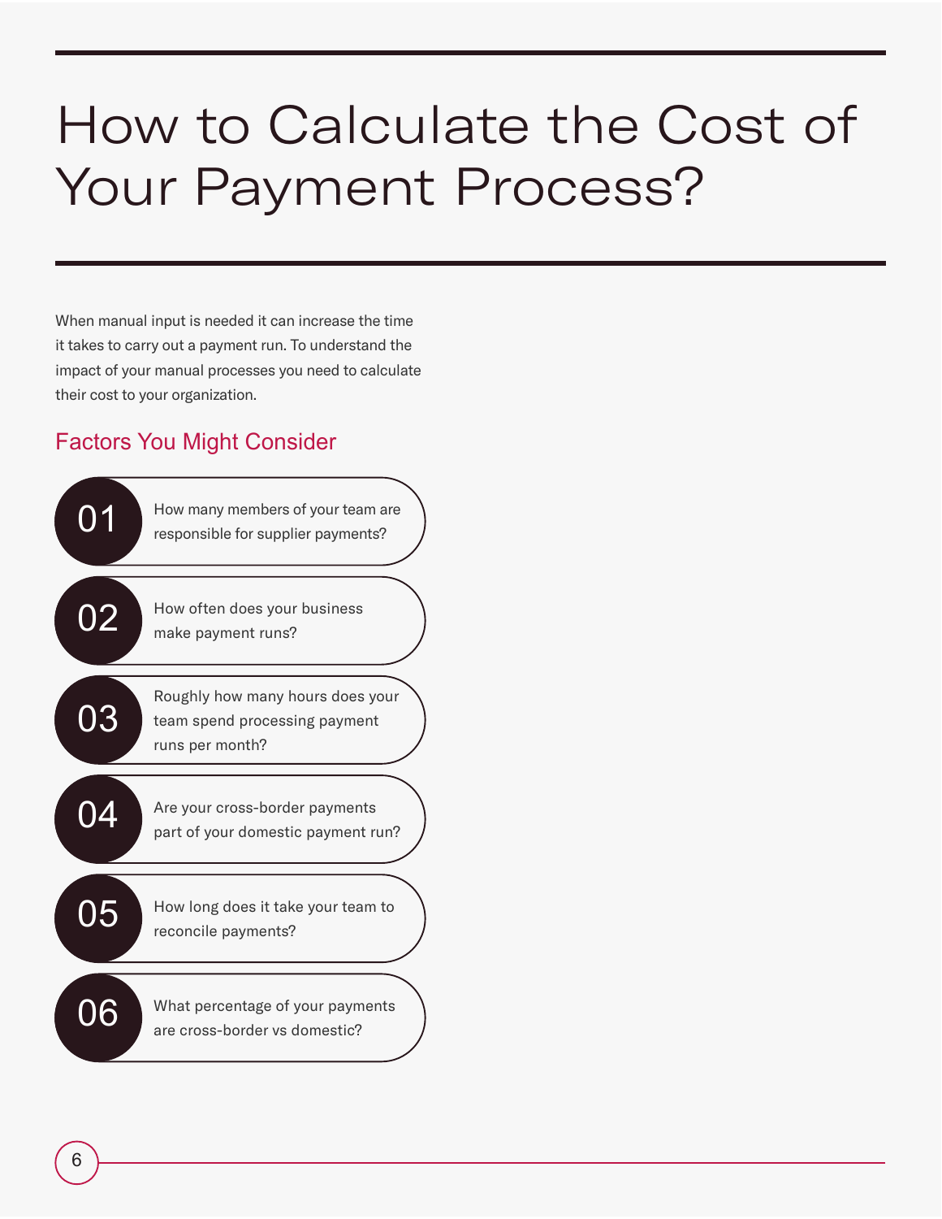# How to Calculate the Cost of Your Payment Process?

When manual input is needed it can increase the time it takes to carry out a payment run. To understand the impact of your manual processes you need to calculate their cost to your organization.

## Factors You Might Consider

01. How many members of your team are responsible for supplier payments?
02. How often does your business make payment runs?
03. Roughly how many hours does your team spend processing payment runs per month?
04. Are your cross-border payments part of your domestic payment run?
05. How long does it take your team to reconcile payments?
06. What percentage of your payments are cross-border vs domestic?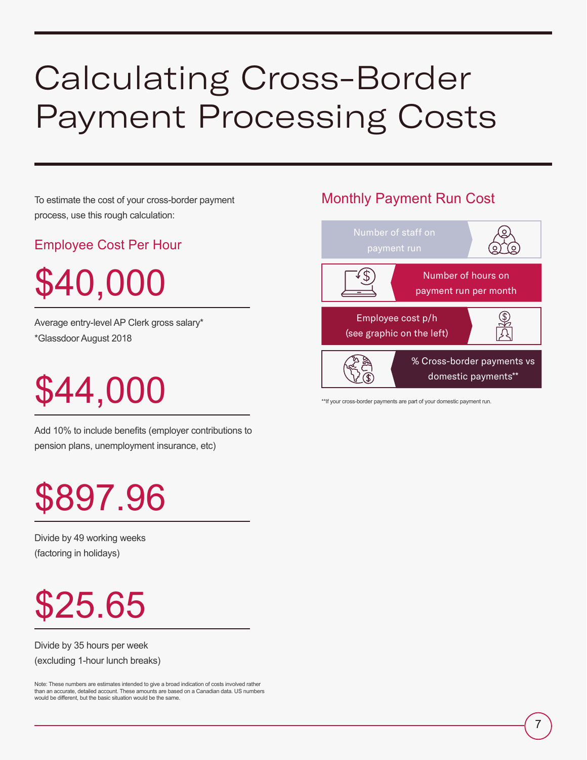# Calculating Cross-Border Payment Processing Costs

To estimate the cost of your cross-border payment process, use this rough calculation:

## Employee Cost Per Hour

**$40,000**

Average entry-level AP Clerk gross salary*
*Glassdoor August 2018

**$44,000**

Add 10% to include benefits (employer contributions to pension plans, unemployment insurance, etc)

**$897.96**

Divide by 49 working weeks
(factoring in holidays)

**$25.65**

Divide by 35 hours per week
(excluding 1-hour lunch breaks)

Note: These numbers are estimates intended to give a broad indication of costs involved rather than an accurate, detailed account. These amounts are based on a Canadian data. US numbers would be different, but the basic situation would be the same.

## Monthly Payment Run Cost

- Number of staff on payment run
- Number of hours on payment run per month
- Employee cost p/h (see graphic on the left)
- % Cross-border payments vs domestic payments**

**If your cross-border payments are part of your domestic payment run.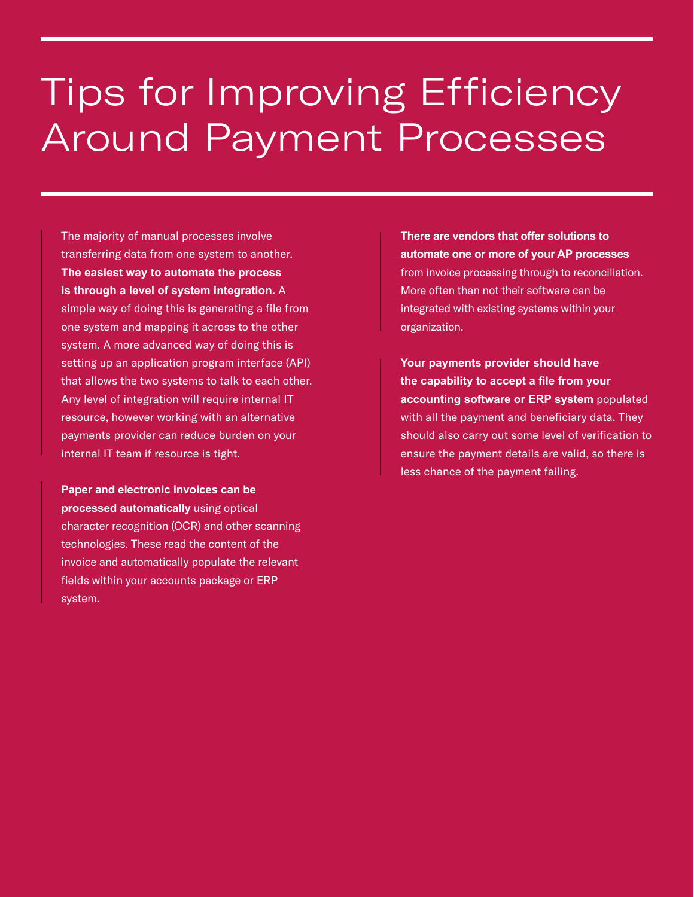# Tips for Improving Efficiency Around Payment Processes

The majority of manual processes involve transferring data from one system to another. **The easiest way to automate the process is through a level of system integration.** A simple way of doing this is generating a file from one system and mapping it across to the other system. A more advanced way of doing this is setting up an application program interface (API) that allows the two systems to talk to each other. Any level of integration will require internal IT resource, however working with an alternative payments provider can reduce burden on your internal IT team if resource is tight.

**Paper and electronic invoices can be processed automatically** using optical character recognition (OCR) and other scanning technologies. These read the content of the invoice and automatically populate the relevant fields within your accounts package or ERP system.

**There are vendors that offer solutions to automate one or more of your AP processes** from invoice processing through to reconciliation. More often than not their software can be integrated with existing systems within your organization.

**Your payments provider should have the capability to accept a file from your accounting software or ERP system** populated with all the payment and beneficiary data. They should also carry out some level of verification to ensure the payment details are valid, so there is less chance of the payment failing.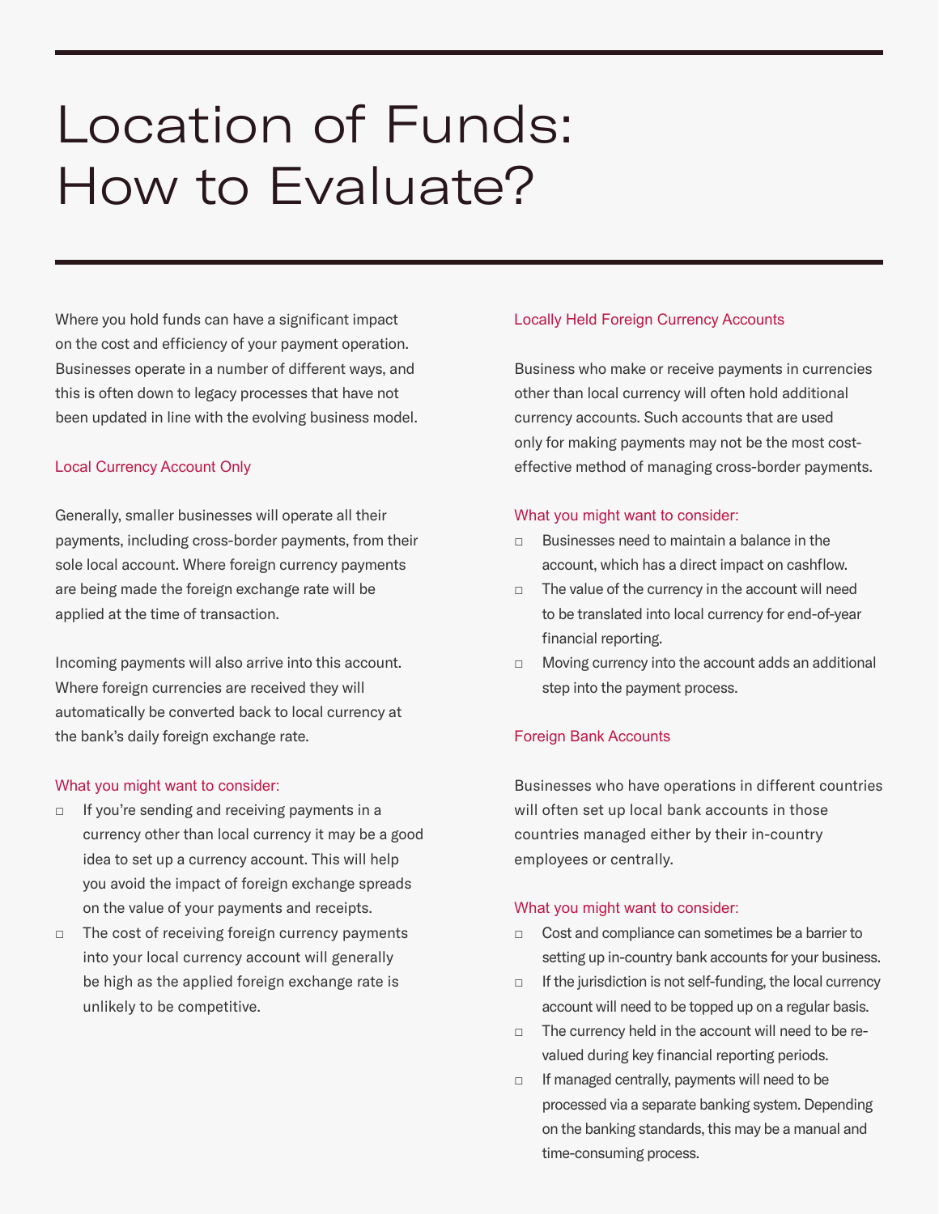# Location of Funds: How to Evaluate?

Where you hold funds can have a significant impact on the cost and efficiency of your payment operation. Businesses operate in a number of different ways, and this is often down to legacy processes that have not been updated in line with the evolving business model.

## Local Currency Account Only

Generally, smaller businesses will operate all their payments, including cross-border payments, from their sole local account. Where foreign currency payments are being made the foreign exchange rate will be applied at the time of transaction.

Incoming payments will also arrive into this account. Where foreign currencies are received they will automatically be converted back to local currency at the bank's daily foreign exchange rate.

### What you might want to consider:

- If you're sending and receiving payments in a currency other than local currency it may be a good idea to set up a currency account. This will help you avoid the impact of foreign exchange spreads on the value of your payments and receipts.
- The cost of receiving foreign currency payments into your local currency account will generally be high as the applied foreign exchange rate is unlikely to be competitive.

## Locally Held Foreign Currency Accounts

Business who make or receive payments in currencies other than local currency will often hold additional currency accounts. Such accounts that are used only for making payments may not be the most cost-effective method of managing cross-border payments.

### What you might want to consider:

- Businesses need to maintain a balance in the account, which has a direct impact on cashflow.
- The value of the currency in the account will need to be translated into local currency for end-of-year financial reporting.
- Moving currency into the account adds an additional step into the payment process.

## Foreign Bank Accounts

Businesses who have operations in different countries will often set up local bank accounts in those countries managed either by their in-country employees or centrally.

### What you might want to consider:

- Cost and compliance can sometimes be a barrier to setting up in-country bank accounts for your business.
- If the jurisdiction is not self-funding, the local currency account will need to be topped up on a regular basis.
- The currency held in the account will need to be re-valued during key financial reporting periods.
- If managed centrally, payments will need to be processed via a separate banking system. Depending on the banking standards, this may be a manual and time-consuming process.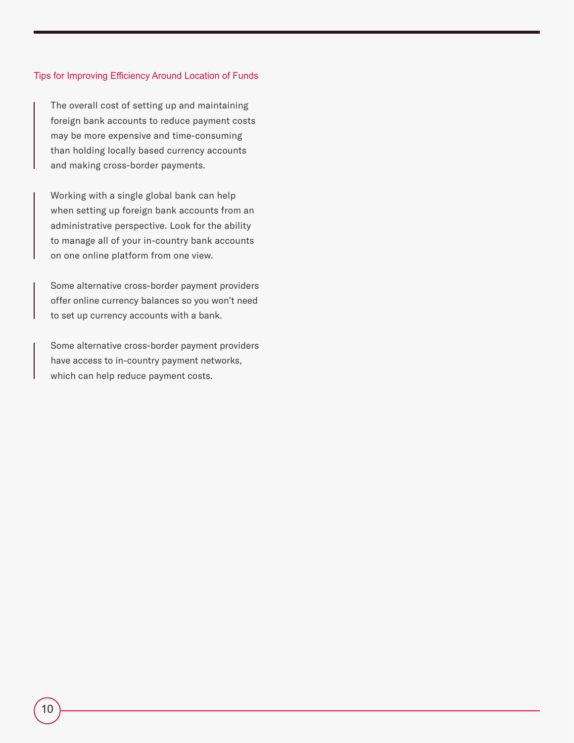### Tips for Improving Efficiency Around Location of Funds

> The overall cost of setting up and maintaining foreign bank accounts to reduce payment costs may be more expensive and time-consuming than holding locally based currency accounts and making cross-border payments.

> Working with a single global bank can help when setting up foreign bank accounts from an administrative perspective. Look for the ability to manage all of your in-country bank accounts on one online platform from one view.

> Some alternative cross-border payment providers offer online currency balances so you won't need to set up currency accounts with a bank.

> Some alternative cross-border payment providers have access to in-country payment networks, which can help reduce payment costs.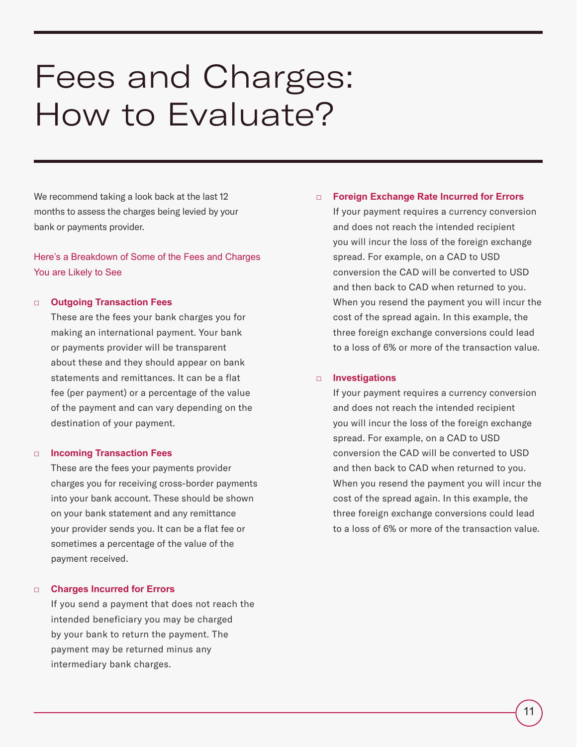# Fees and Charges: How to Evaluate?

We recommend taking a look back at the last 12 months to assess the charges being levied by your bank or payments provider.

## Here's a Breakdown of Some of the Fees and Charges You are Likely to See

- **Outgoing Transaction Fees**
  These are the fees your bank charges you for making an international payment. Your bank or payments provider will be transparent about these and they should appear on bank statements and remittances. It can be a flat fee (per payment) or a percentage of the value of the payment and can vary depending on the destination of your payment.

- **Incoming Transaction Fees**
  These are the fees your payments provider charges you for receiving cross-border payments into your bank account. These should be shown on your bank statement and any remittance your provider sends you. It can be a flat fee or sometimes a percentage of the value of the payment received.

- **Charges Incurred for Errors**
  If you send a payment that does not reach the intended beneficiary you may be charged by your bank to return the payment. The payment may be returned minus any intermediary bank charges.

- **Foreign Exchange Rate Incurred for Errors**
  If your payment requires a currency conversion and does not reach the intended recipient you will incur the loss of the foreign exchange spread. For example, on a CAD to USD conversion the CAD will be converted to USD and then back to CAD when returned to you. When you resend the payment you will incur the cost of the spread again. In this example, the three foreign exchange conversions could lead to a loss of 6% or more of the transaction value.

- **Investigations**
  If your payment requires a currency conversion and does not reach the intended recipient you will incur the loss of the foreign exchange spread. For example, on a CAD to USD conversion the CAD will be converted to USD and then back to CAD when returned to you. When you resend the payment you will incur the cost of the spread again. In this example, the three foreign exchange conversions could lead to a loss of 6% or more of the transaction value.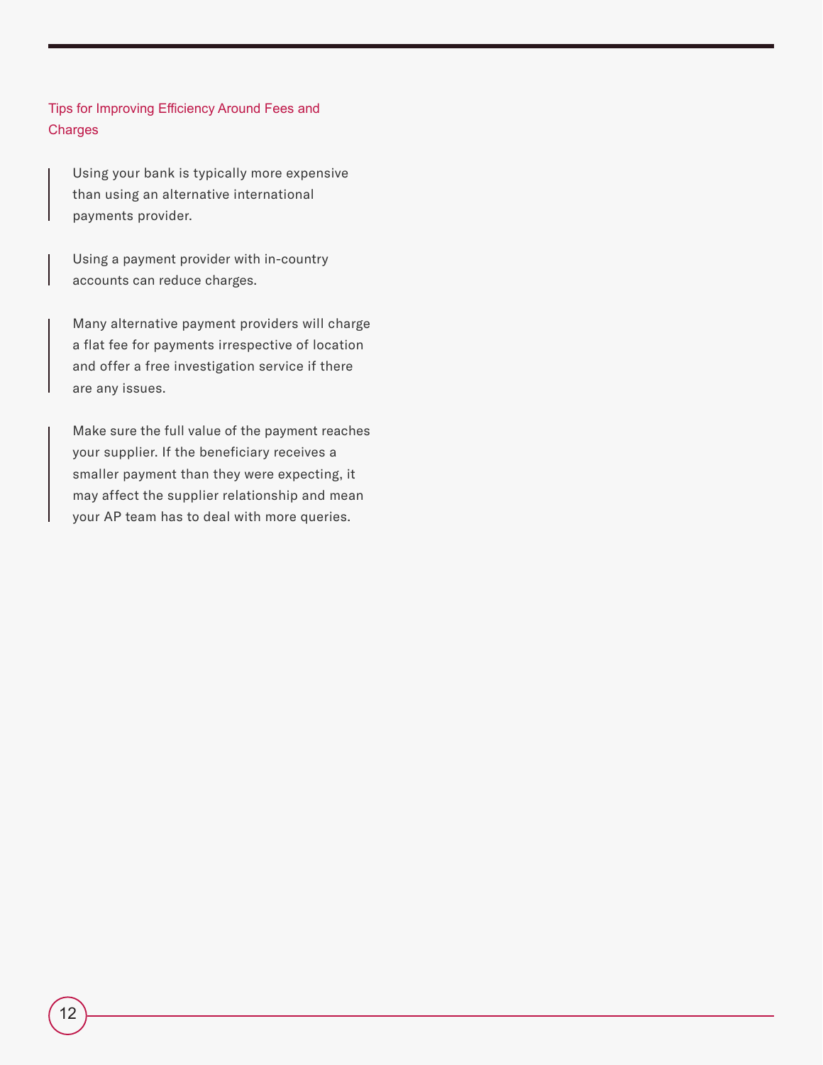## Tips for Improving Efficiency Around Fees and Charges

> Using your bank is typically more expensive than using an alternative international payments provider.

> Using a payment provider with in-country accounts can reduce charges.

> Many alternative payment providers will charge a flat fee for payments irrespective of location and offer a free investigation service if there are any issues.

> Make sure the full value of the payment reaches your supplier. If the beneficiary receives a smaller payment than they were expecting, it may affect the supplier relationship and mean your AP team has to deal with more queries.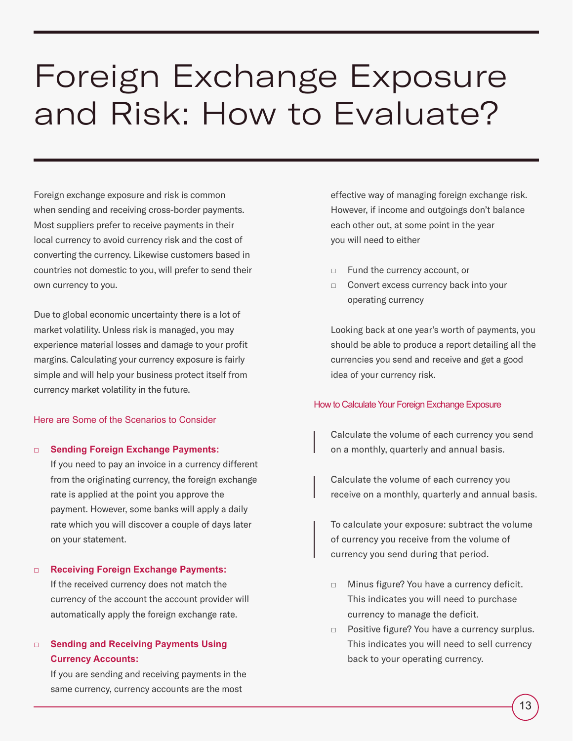# Foreign Exchange Exposure and Risk: How to Evaluate?

Foreign exchange exposure and risk is common when sending and receiving cross-border payments. Most suppliers prefer to receive payments in their local currency to avoid currency risk and the cost of converting the currency. Likewise customers based in countries not domestic to you, will prefer to send their own currency to you.

Due to global economic uncertainty there is a lot of market volatility. Unless risk is managed, you may experience material losses and damage to your profit margins. Calculating your currency exposure is fairly simple and will help your business protect itself from currency market volatility in the future.

### Here are Some of the Scenarios to Consider

- **Sending Foreign Exchange Payments:**
  If you need to pay an invoice in a currency different from the originating currency, the foreign exchange rate is applied at the point you approve the payment. However, some banks will apply a daily rate which you will discover a couple of days later on your statement.

- **Receiving Foreign Exchange Payments:**
  If the received currency does not match the currency of the account the account provider will automatically apply the foreign exchange rate.

- **Sending and Receiving Payments Using Currency Accounts:**
  If you are sending and receiving payments in the same currency, currency accounts are the most effective way of managing foreign exchange risk. However, if income and outgoings don't balance each other out, at some point in the year you will need to either

  - Fund the currency account, or
  - Convert excess currency back into your operating currency

  Looking back at one year's worth of payments, you should be able to produce a report detailing all the currencies you send and receive and get a good idea of your currency risk.

### How to Calculate Your Foreign Exchange Exposure

Calculate the volume of each currency you send on a monthly, quarterly and annual basis.

Calculate the volume of each currency you receive on a monthly, quarterly and annual basis.

To calculate your exposure: subtract the volume of currency you receive from the volume of currency you send during that period.

- Minus figure? You have a currency deficit. This indicates you will need to purchase currency to manage the deficit.
- Positive figure? You have a currency surplus. This indicates you will need to sell currency back to your operating currency.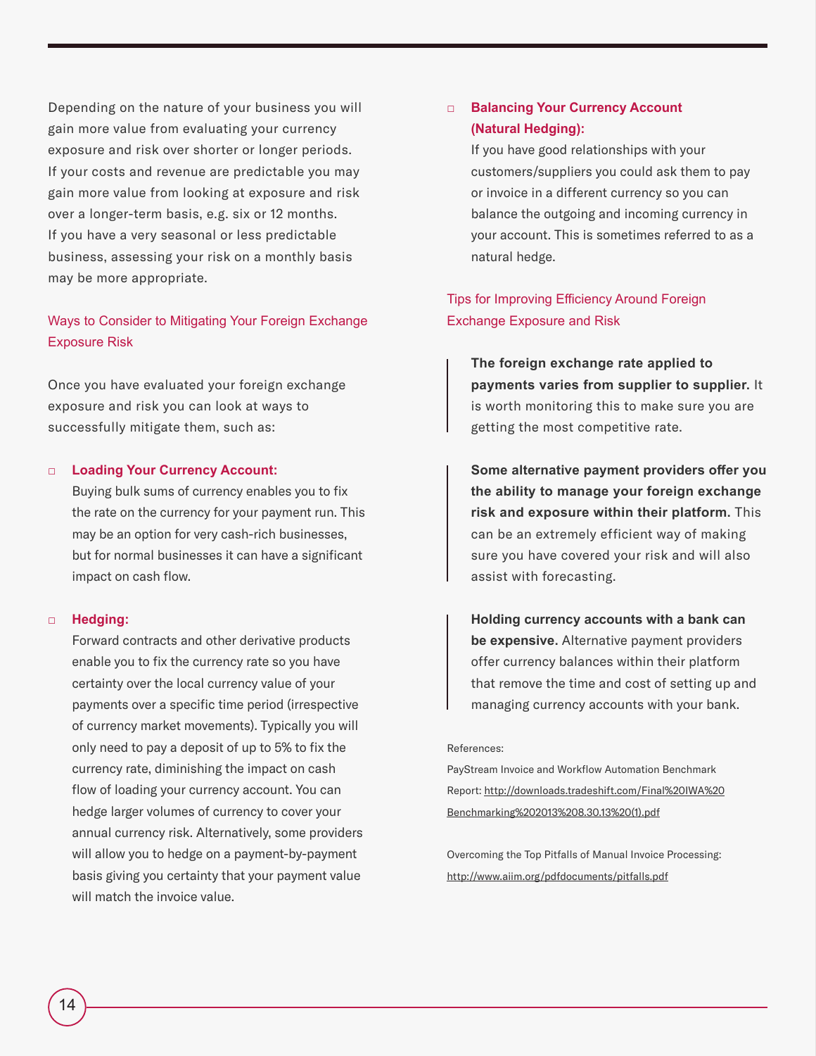Depending on the nature of your business you will gain more value from evaluating your currency exposure and risk over shorter or longer periods. If your costs and revenue are predictable you may gain more value from looking at exposure and risk over a longer-term basis, e.g. six or 12 months. If you have a very seasonal or less predictable business, assessing your risk on a monthly basis may be more appropriate.

## Ways to Consider to Mitigating Your Foreign Exchange Exposure Risk

Once you have evaluated your foreign exchange exposure and risk you can look at ways to successfully mitigate them, such as:

- **Loading Your Currency Account:** Buying bulk sums of currency enables you to fix the rate on the currency for your payment run. This may be an option for very cash-rich businesses, but for normal businesses it can have a significant impact on cash flow.

- **Hedging:** Forward contracts and other derivative products enable you to fix the currency rate so you have certainty over the local currency value of your payments over a specific time period (irrespective of currency market movements). Typically you will only need to pay a deposit of up to 5% to fix the currency rate, diminishing the impact on cash flow of loading your currency account. You can hedge larger volumes of currency to cover your annual currency risk. Alternatively, some providers will allow you to hedge on a payment-by-payment basis giving you certainty that your payment value will match the invoice value.

- **Balancing Your Currency Account (Natural Hedging):** If you have good relationships with your customers/suppliers you could ask them to pay or invoice in a different currency so you can balance the outgoing and incoming currency in your account. This is sometimes referred to as a natural hedge.

## Tips for Improving Efficiency Around Foreign Exchange Exposure and Risk

> **The foreign exchange rate applied to payments varies from supplier to supplier.** It is worth monitoring this to make sure you are getting the most competitive rate.

> **Some alternative payment providers offer you the ability to manage your foreign exchange risk and exposure within their platform.** This can be an extremely efficient way of making sure you have covered your risk and will also assist with forecasting.

> **Holding currency accounts with a bank can be expensive.** Alternative payment providers offer currency balances within their platform that remove the time and cost of setting up and managing currency accounts with your bank.

References:

PayStream Invoice and Workflow Automation Benchmark Report: http://downloads.tradeshift.com/Final%20IWA%20Benchmarking%202013%208.30.13%20(1).pdf

Overcoming the Top Pitfalls of Manual Invoice Processing: http://www.aiim.org/pdfdocuments/pitfalls.pdf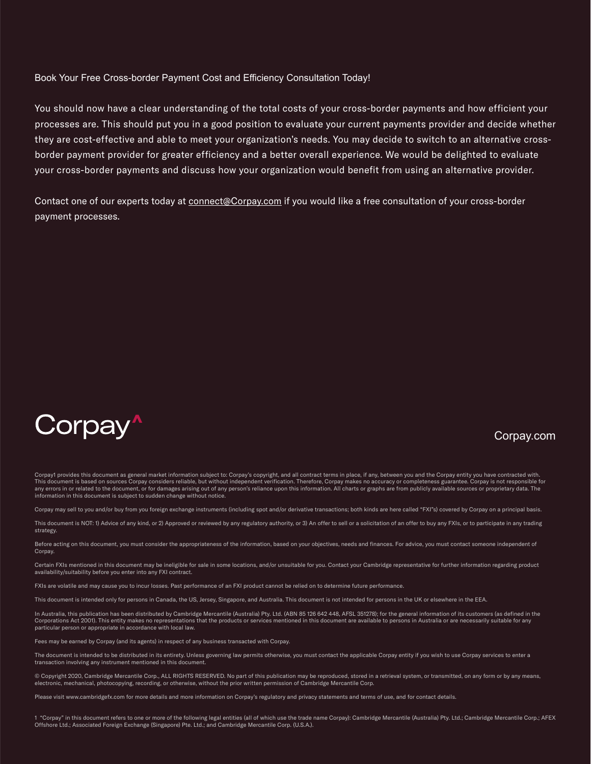## Book Your Free Cross-border Payment Cost and Efficiency Consultation Today!

You should now have a clear understanding of the total costs of your cross-border payments and how efficient your processes are. This should put you in a good position to evaluate your current payments provider and decide whether they are cost-effective and able to meet your organization's needs. You may decide to switch to an alternative cross-border payment provider for greater efficiency and a better overall experience. We would be delighted to evaluate your cross-border payments and discuss how your organization would benefit from using an alternative provider.

Contact one of our experts today at connect@Corpay.com if you would like a free consultation of your cross-border payment processes.

Corpay

Corpay.com

Corpay1 provides this document as general market information subject to: Corpay's copyright, and all contract terms in place, if any, between you and the Corpay entity you have contracted with. This document is based on sources Corpay considers reliable, but without independent verification. Therefore, Corpay makes no accuracy or completeness guarantee. Corpay is not responsible for any errors in or related to the document, or for damages arising out of any person's reliance upon this information. All charts or graphs are from publicly available sources or proprietary data. The information in this document is subject to sudden change without notice.

Corpay may sell to you and/or buy from you foreign exchange instruments (including spot and/or derivative transactions; both kinds are here called "FXI"s) covered by Corpay on a principal basis.

This document is NOT: 1) Advice of any kind, or 2) Approved or reviewed by any regulatory authority, or 3) An offer to sell or a solicitation of an offer to buy any FXIs, or to participate in any trading strategy.

Before acting on this document, you must consider the appropriateness of the information, based on your objectives, needs and finances. For advice, you must contact someone independent of Corpay.

Certain FXIs mentioned in this document may be ineligible for sale in some locations, and/or unsuitable for you. Contact your Cambridge representative for further information regarding product availability/suitability before you enter into any FXI contract.

FXIs are volatile and may cause you to incur losses. Past performance of an FXI product cannot be relied on to determine future performance.

This document is intended only for persons in Canada, the US, Jersey, Singapore, and Australia. This document is not intended for persons in the UK or elsewhere in the EEA.

In Australia, this publication has been distributed by Cambridge Mercantile (Australia) Pty. Ltd. (ABN 85 126 642 448, AFSL 351278); for the general information of its customers (as defined in the Corporations Act 2001). This entity makes no representations that the products or services mentioned in this document are available to persons in Australia or are necessarily suitable for any particular person or appropriate in accordance with local law.

Fees may be earned by Corpay (and its agents) in respect of any business transacted with Corpay.

The document is intended to be distributed in its entirety. Unless governing law permits otherwise, you must contact the applicable Corpay entity if you wish to use Corpay services to enter a transaction involving any instrument mentioned in this document.

© Copyright 2020, Cambridge Mercantile Corp., ALL RIGHTS RESERVED. No part of this publication may be reproduced, stored in a retrieval system, or transmitted, on any form or by any means, electronic, mechanical, photocopying, recording, or otherwise, without the prior written permission of Cambridge Mercantile Corp.

Please visit www.cambridgefx.com for more details and more information on Corpay's regulatory and privacy statements and terms of use, and for contact details.

1 "Corpay" in this document refers to one or more of the following legal entities (all of which use the trade name Corpay): Cambridge Mercantile (Australia) Pty. Ltd.; Cambridge Mercantile Corp.; AFEX Offshore Ltd.; Associated Foreign Exchange (Singapore) Pte. Ltd.; and Cambridge Mercantile Corp. (U.S.A.).